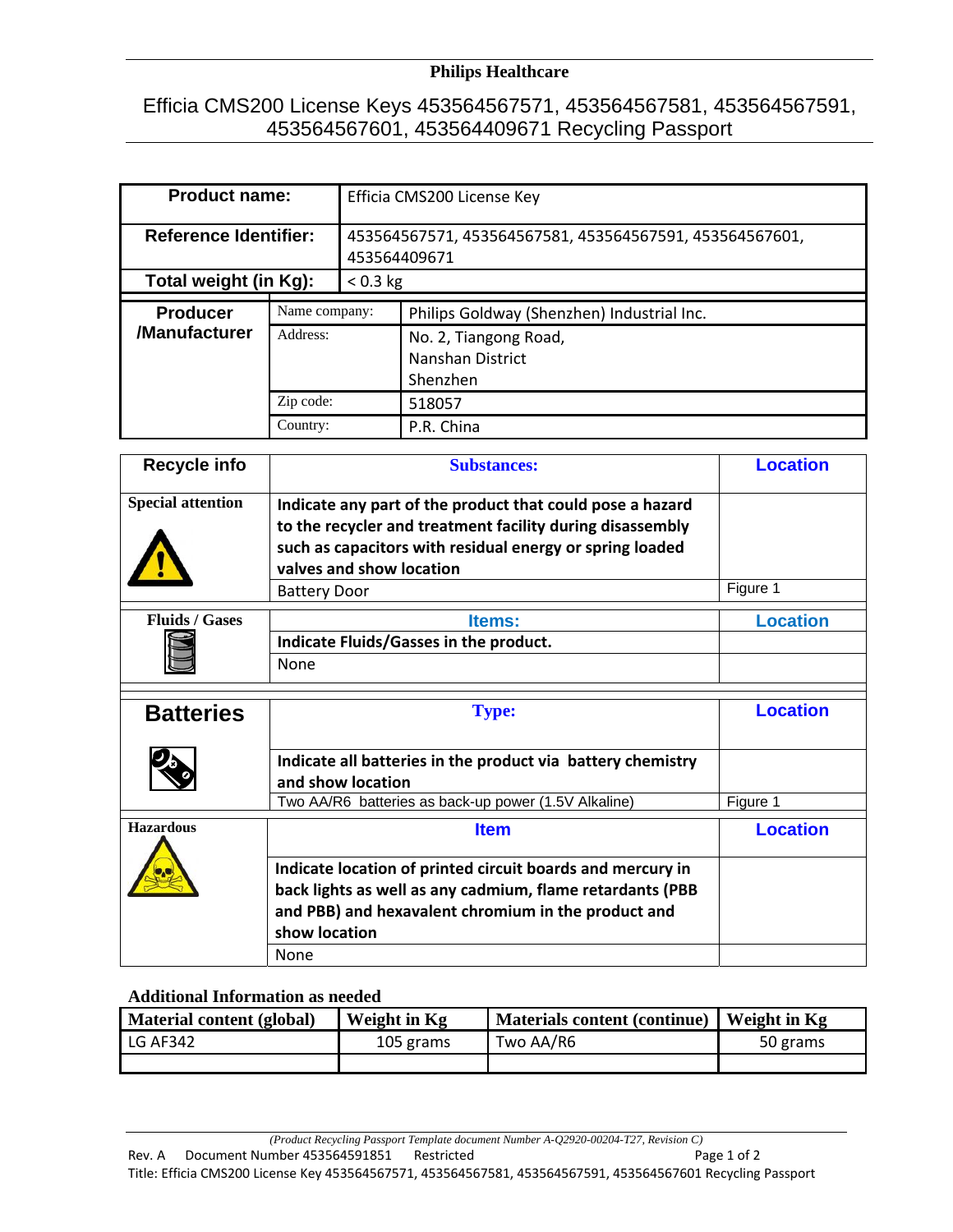**Philips Healthcare**

# Efficia CMS200 License Keys 453564567571, 453564567581, 453564567591, 453564567601, 453564409671 Recycling Passport

| **Product name:** | Efficia CMS200 License Key |
|---|---|
| **Reference Identifier:** | 453564567571, 453564567581, 453564567591, 453564567601, 453564409671 |
| **Total weight (in Kg):** | < 0.3 kg |

| **Producer /Manufacturer** | | |
|---|---|---|
| | Name company: | Philips Goldway (Shenzhen) Industrial Inc. |
| | Address: | No. 2, Tiangong Road, Nanshan District Shenzhen |
| | Zip code: | 518057 |
| | Country: | P.R. China |

| **Recycle info** | **Substances:** | **Location** |
|---|---|---|
| **Special attention** | **Indicate any part of the product that could pose a hazard to the recycler and treatment facility during disassembly such as capacitors with residual energy or spring loaded valves and show location** | |
| | Battery Door | Figure 1 |
| **Fluids / Gases** | **Items:** | **Location** |
| | **Indicate Fluids/Gasses in the product.** | |
| | None | |
| **Batteries** | **Type:** | **Location** |
| | **Indicate all batteries in the product via battery chemistry and show location** | |
| | Two AA/R6 batteries as back-up power (1.5V Alkaline) | Figure 1 |
| **Hazardous** | **Item** | **Location** |
| | **Indicate location of printed circuit boards and mercury in back lights as well as any cadmium, flame retardants (PBB and PBB) and hexavalent chromium in the product and show location** | |
| | None | |

### Additional Information as needed

| Material content (global) | Weight in Kg | Materials content (continue) | Weight in Kg |
|---|---|---|---|
| LG AF342 | 105 grams | Two AA/R6 | 50 grams |
| | | | |

*(Product Recycling Passport Template document Number A-Q2920-00204-T27, Revision C)*

Rev. A Document Number 453564591851 Restricted

Title: Efficia CMS200 License Key 453564567571, 453564567581, 453564567591, 453564567601 Recycling Passport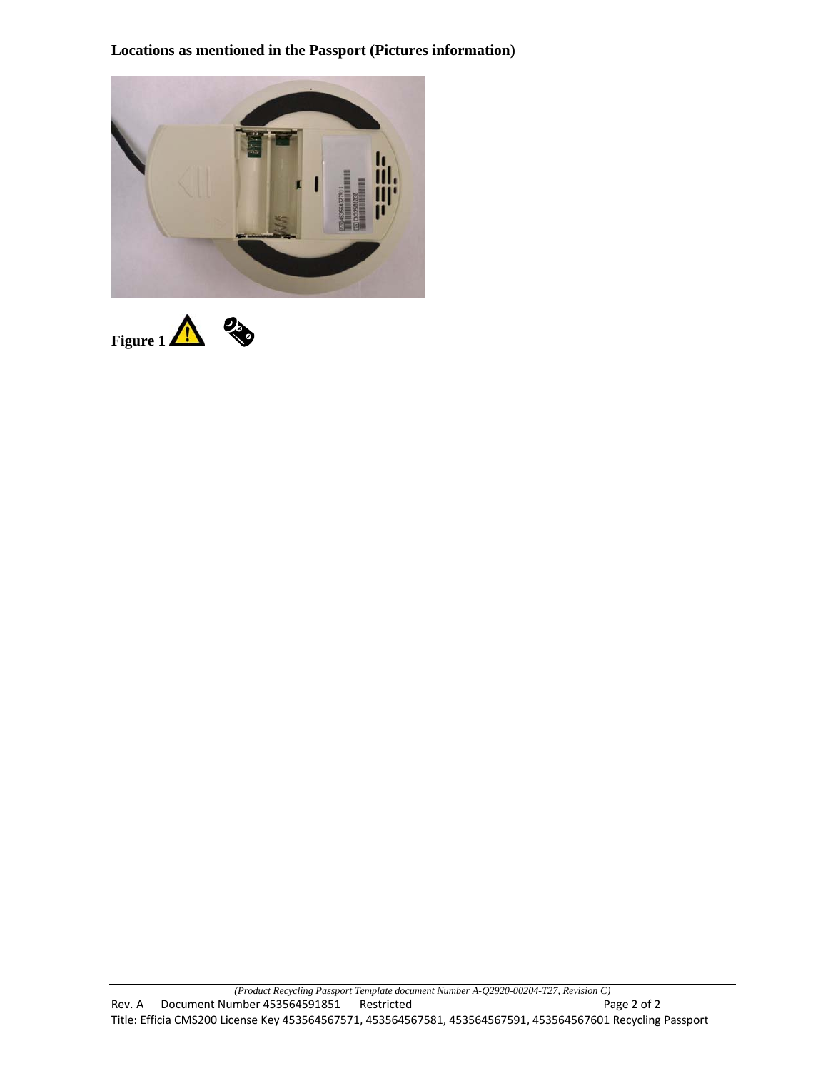**Locations as mentioned in the Passport (Pictures information)**

**Figure 1**